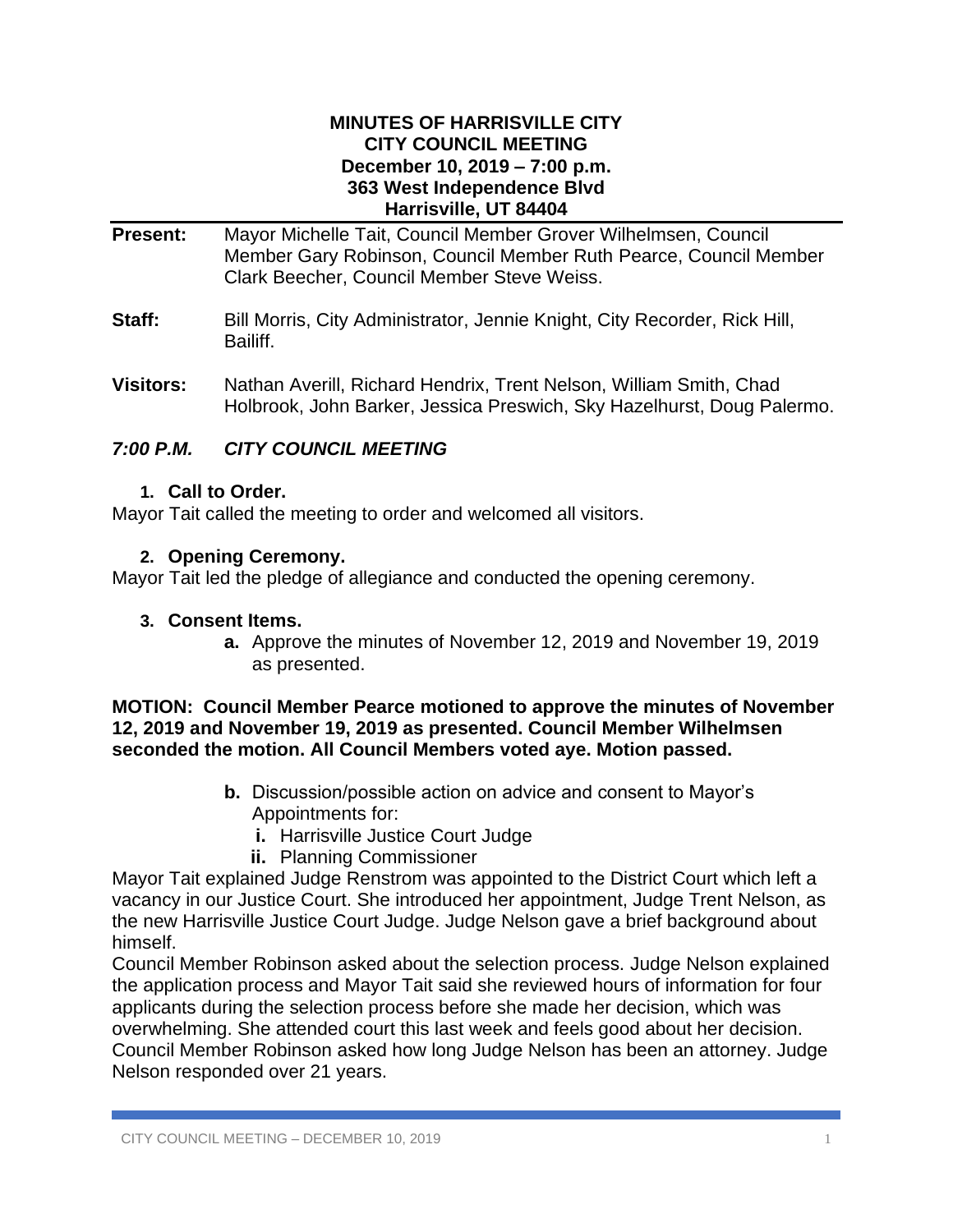**MINUTES OF HARRISVILLE CITY**
**CITY COUNCIL MEETING**
**December 10, 2019 – 7:00 p.m.**
**363 West Independence Blvd**
**Harrisville, UT 84404**

**Present:** Mayor Michelle Tait, Council Member Grover Wilhelmsen, Council Member Gary Robinson, Council Member Ruth Pearce, Council Member Clark Beecher, Council Member Steve Weiss.

**Staff:** Bill Morris, City Administrator, Jennie Knight, City Recorder, Rick Hill, Bailiff.

**Visitors:** Nathan Averill, Richard Hendrix, Trent Nelson, William Smith, Chad Holbrook, John Barker, Jessica Preswich, Sky Hazelhurst, Doug Palermo.

## *7:00 P.M. CITY COUNCIL MEETING*

### 1. Call to Order.

Mayor Tait called the meeting to order and welcomed all visitors.

### 2. Opening Ceremony.

Mayor Tait led the pledge of allegiance and conducted the opening ceremony.

### 3. Consent Items.

**a.** Approve the minutes of November 12, 2019 and November 19, 2019 as presented.

**MOTION: Council Member Pearce motioned to approve the minutes of November 12, 2019 and November 19, 2019 as presented. Council Member Wilhelmsen seconded the motion. All Council Members voted aye. Motion passed.**

**b.** Discussion/possible action on advice and consent to Mayor's Appointments for:

- **i.** Harrisville Justice Court Judge
- **ii.** Planning Commissioner

Mayor Tait explained Judge Renstrom was appointed to the District Court which left a vacancy in our Justice Court. She introduced her appointment, Judge Trent Nelson, as the new Harrisville Justice Court Judge. Judge Nelson gave a brief background about himself.

Council Member Robinson asked about the selection process. Judge Nelson explained the application process and Mayor Tait said she reviewed hours of information for four applicants during the selection process before she made her decision, which was overwhelming. She attended court this last week and feels good about her decision. Council Member Robinson asked how long Judge Nelson has been an attorney. Judge Nelson responded over 21 years.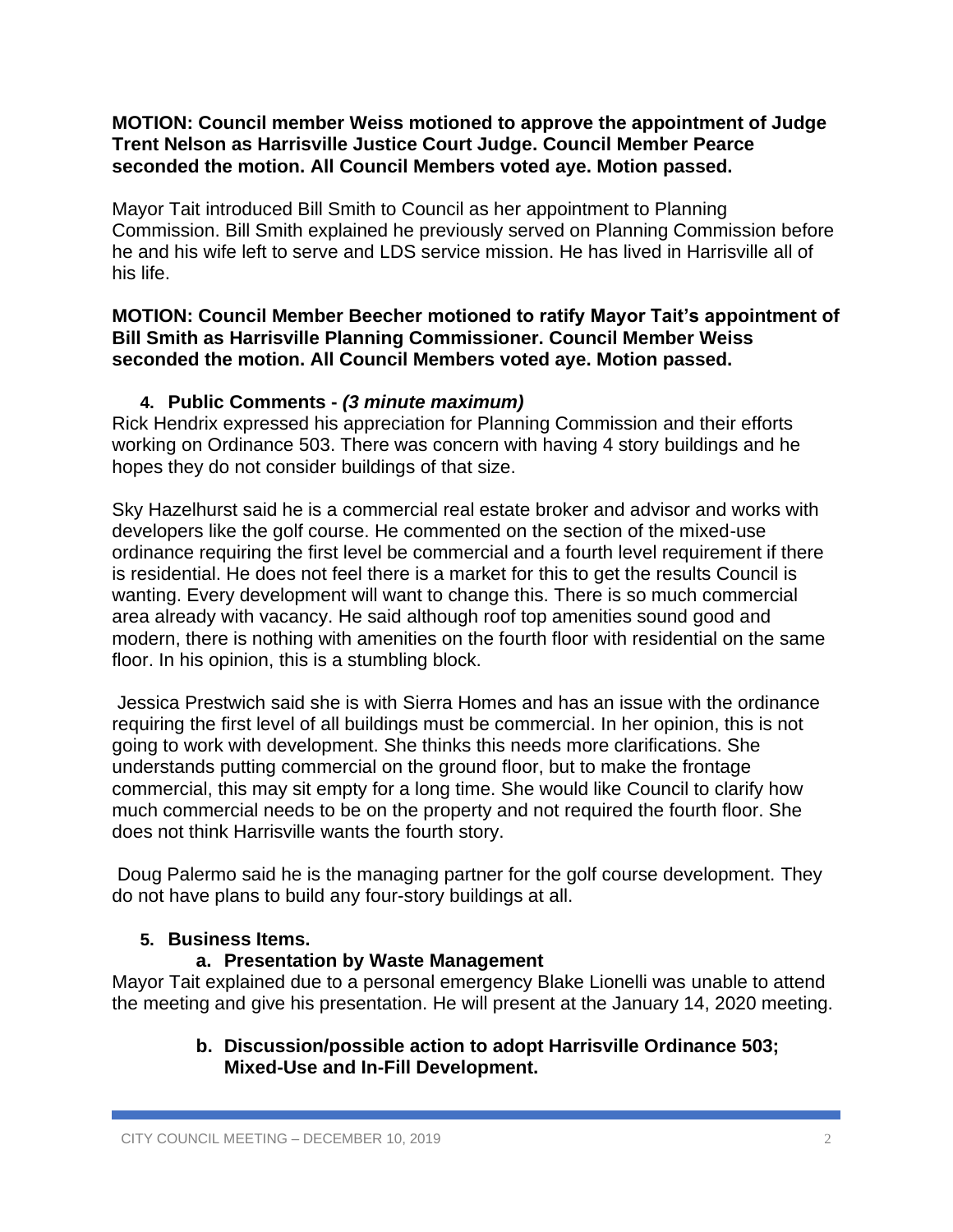**MOTION: Council member Weiss motioned to approve the appointment of Judge Trent Nelson as Harrisville Justice Court Judge. Council Member Pearce seconded the motion. All Council Members voted aye. Motion passed.**

Mayor Tait introduced Bill Smith to Council as her appointment to Planning Commission. Bill Smith explained he previously served on Planning Commission before he and his wife left to serve and LDS service mission. He has lived in Harrisville all of his life.

**MOTION: Council Member Beecher motioned to ratify Mayor Tait's appointment of Bill Smith as Harrisville Planning Commissioner. Council Member Weiss seconded the motion. All Council Members voted aye. Motion passed.**

### 4. Public Comments - *(3 minute maximum)*

Rick Hendrix expressed his appreciation for Planning Commission and their efforts working on Ordinance 503. There was concern with having 4 story buildings and he hopes they do not consider buildings of that size.

Sky Hazelhurst said he is a commercial real estate broker and advisor and works with developers like the golf course. He commented on the section of the mixed-use ordinance requiring the first level be commercial and a fourth level requirement if there is residential. He does not feel there is a market for this to get the results Council is wanting. Every development will want to change this. There is so much commercial area already with vacancy. He said although roof top amenities sound good and modern, there is nothing with amenities on the fourth floor with residential on the same floor. In his opinion, this is a stumbling block.

Jessica Prestwich said she is with Sierra Homes and has an issue with the ordinance requiring the first level of all buildings must be commercial. In her opinion, this is not going to work with development. She thinks this needs more clarifications. She understands putting commercial on the ground floor, but to make the frontage commercial, this may sit empty for a long time. She would like Council to clarify how much commercial needs to be on the property and not required the fourth floor. She does not think Harrisville wants the fourth story.

Doug Palermo said he is the managing partner for the golf course development. They do not have plans to build any four-story buildings at all.

### 5. Business Items.

#### a. Presentation by Waste Management

Mayor Tait explained due to a personal emergency Blake Lionelli was unable to attend the meeting and give his presentation. He will present at the January 14, 2020 meeting.

#### b. Discussion/possible action to adopt Harrisville Ordinance 503; Mixed-Use and In-Fill Development.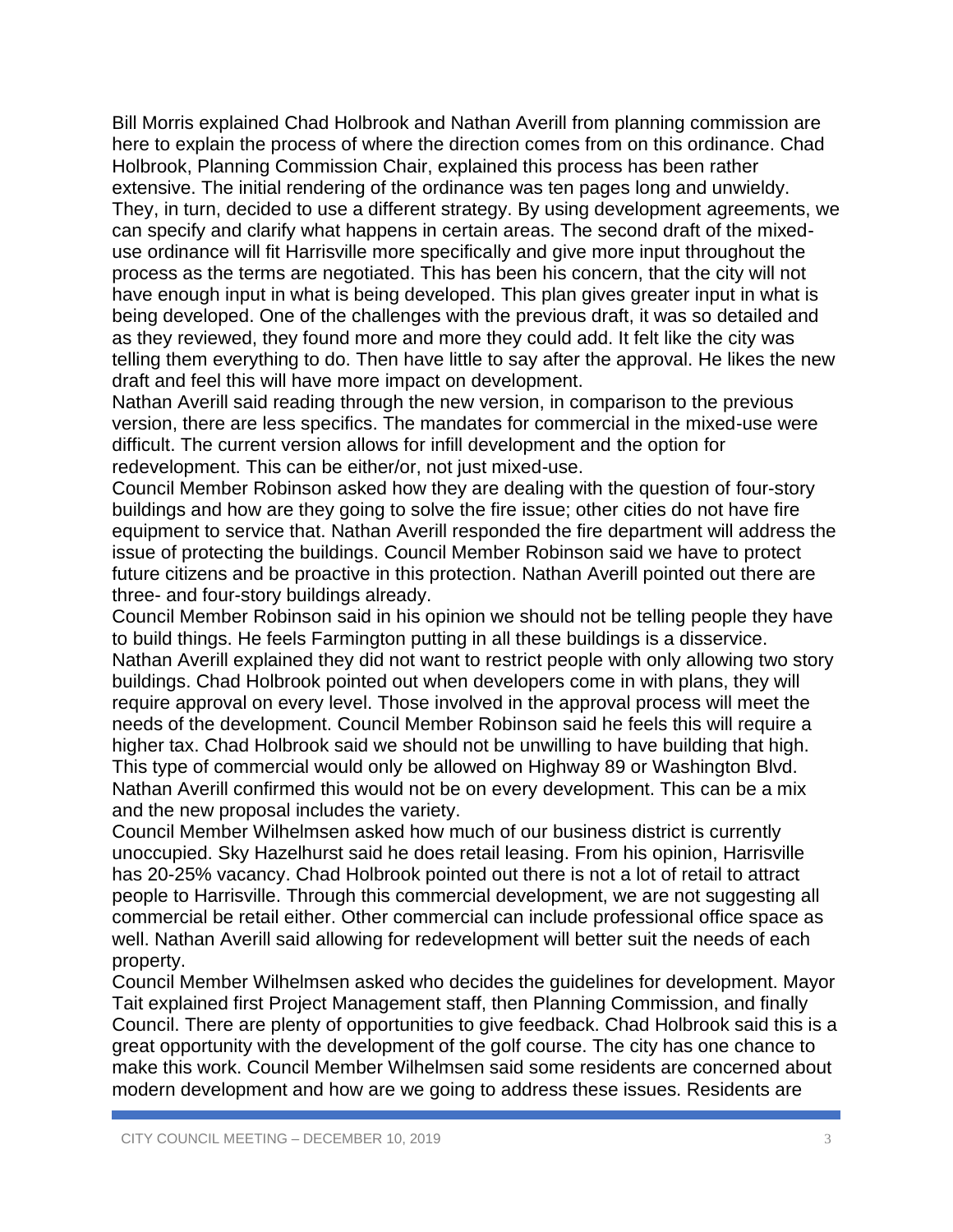Bill Morris explained Chad Holbrook and Nathan Averill from planning commission are here to explain the process of where the direction comes from on this ordinance. Chad Holbrook, Planning Commission Chair, explained this process has been rather extensive. The initial rendering of the ordinance was ten pages long and unwieldy. They, in turn, decided to use a different strategy. By using development agreements, we can specify and clarify what happens in certain areas. The second draft of the mixed-use ordinance will fit Harrisville more specifically and give more input throughout the process as the terms are negotiated. This has been his concern, that the city will not have enough input in what is being developed. This plan gives greater input in what is being developed. One of the challenges with the previous draft, it was so detailed and as they reviewed, they found more and more they could add. It felt like the city was telling them everything to do. Then have little to say after the approval. He likes the new draft and feel this will have more impact on development.

Nathan Averill said reading through the new version, in comparison to the previous version, there are less specifics. The mandates for commercial in the mixed-use were difficult. The current version allows for infill development and the option for redevelopment. This can be either/or, not just mixed-use.

Council Member Robinson asked how they are dealing with the question of four-story buildings and how are they going to solve the fire issue; other cities do not have fire equipment to service that. Nathan Averill responded the fire department will address the issue of protecting the buildings. Council Member Robinson said we have to protect future citizens and be proactive in this protection. Nathan Averill pointed out there are three- and four-story buildings already.

Council Member Robinson said in his opinion we should not be telling people they have to build things. He feels Farmington putting in all these buildings is a disservice. Nathan Averill explained they did not want to restrict people with only allowing two story buildings. Chad Holbrook pointed out when developers come in with plans, they will require approval on every level. Those involved in the approval process will meet the needs of the development. Council Member Robinson said he feels this will require a higher tax. Chad Holbrook said we should not be unwilling to have building that high. This type of commercial would only be allowed on Highway 89 or Washington Blvd. Nathan Averill confirmed this would not be on every development. This can be a mix and the new proposal includes the variety.

Council Member Wilhelmsen asked how much of our business district is currently unoccupied. Sky Hazelhurst said he does retail leasing. From his opinion, Harrisville has 20-25% vacancy. Chad Holbrook pointed out there is not a lot of retail to attract people to Harrisville. Through this commercial development, we are not suggesting all commercial be retail either. Other commercial can include professional office space as well. Nathan Averill said allowing for redevelopment will better suit the needs of each property.

Council Member Wilhelmsen asked who decides the guidelines for development. Mayor Tait explained first Project Management staff, then Planning Commission, and finally Council. There are plenty of opportunities to give feedback. Chad Holbrook said this is a great opportunity with the development of the golf course. The city has one chance to make this work. Council Member Wilhelmsen said some residents are concerned about modern development and how are we going to address these issues. Residents are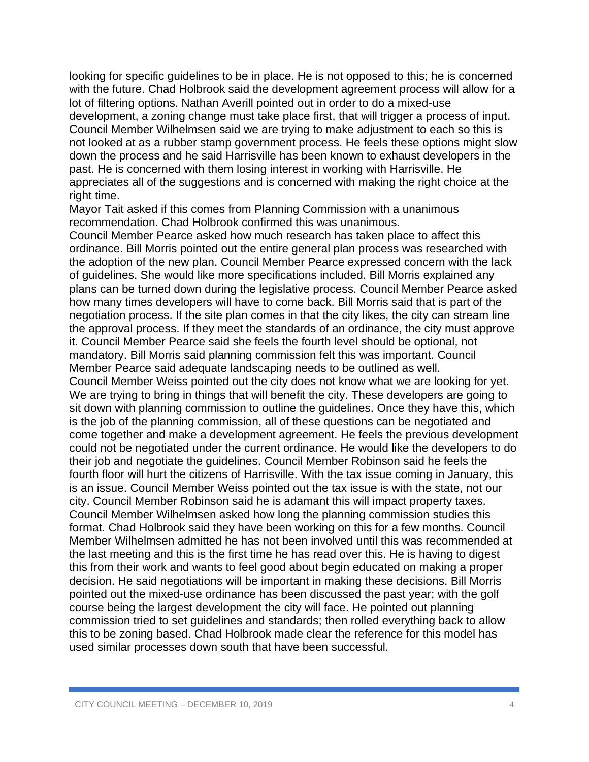looking for specific guidelines to be in place. He is not opposed to this; he is concerned with the future. Chad Holbrook said the development agreement process will allow for a lot of filtering options. Nathan Averill pointed out in order to do a mixed-use development, a zoning change must take place first, that will trigger a process of input. Council Member Wilhelmsen said we are trying to make adjustment to each so this is not looked at as a rubber stamp government process. He feels these options might slow down the process and he said Harrisville has been known to exhaust developers in the past. He is concerned with them losing interest in working with Harrisville. He appreciates all of the suggestions and is concerned with making the right choice at the right time.

Mayor Tait asked if this comes from Planning Commission with a unanimous recommendation. Chad Holbrook confirmed this was unanimous.

Council Member Pearce asked how much research has taken place to affect this ordinance. Bill Morris pointed out the entire general plan process was researched with the adoption of the new plan. Council Member Pearce expressed concern with the lack of guidelines. She would like more specifications included. Bill Morris explained any plans can be turned down during the legislative process. Council Member Pearce asked how many times developers will have to come back. Bill Morris said that is part of the negotiation process. If the site plan comes in that the city likes, the city can stream line the approval process. If they meet the standards of an ordinance, the city must approve it. Council Member Pearce said she feels the fourth level should be optional, not mandatory. Bill Morris said planning commission felt this was important. Council Member Pearce said adequate landscaping needs to be outlined as well.

Council Member Weiss pointed out the city does not know what we are looking for yet. We are trying to bring in things that will benefit the city. These developers are going to sit down with planning commission to outline the guidelines. Once they have this, which is the job of the planning commission, all of these questions can be negotiated and come together and make a development agreement. He feels the previous development could not be negotiated under the current ordinance. He would like the developers to do their job and negotiate the guidelines. Council Member Robinson said he feels the fourth floor will hurt the citizens of Harrisville. With the tax issue coming in January, this is an issue. Council Member Weiss pointed out the tax issue is with the state, not our city. Council Member Robinson said he is adamant this will impact property taxes. Council Member Wilhelmsen asked how long the planning commission studies this format. Chad Holbrook said they have been working on this for a few months. Council Member Wilhelmsen admitted he has not been involved until this was recommended at the last meeting and this is the first time he has read over this. He is having to digest this from their work and wants to feel good about begin educated on making a proper decision. He said negotiations will be important in making these decisions. Bill Morris pointed out the mixed-use ordinance has been discussed the past year; with the golf course being the largest development the city will face. He pointed out planning commission tried to set guidelines and standards; then rolled everything back to allow this to be zoning based. Chad Holbrook made clear the reference for this model has used similar processes down south that have been successful.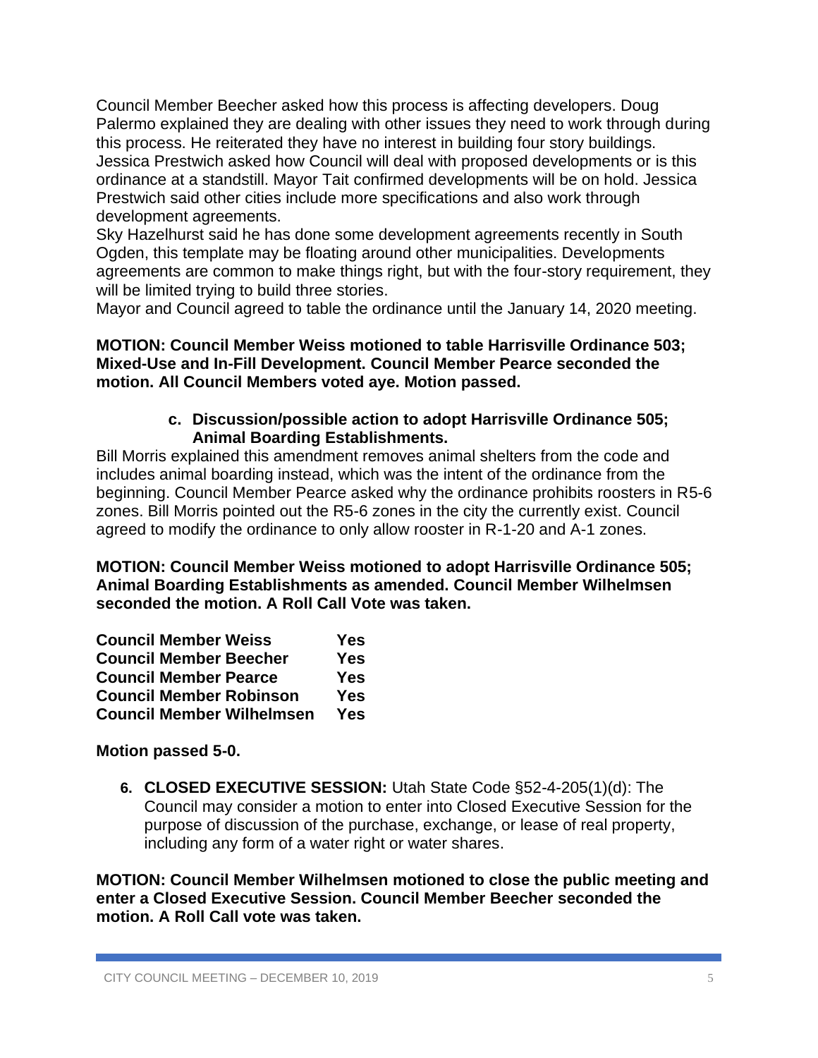Council Member Beecher asked how this process is affecting developers. Doug Palermo explained they are dealing with other issues they need to work through during this process. He reiterated they have no interest in building four story buildings. Jessica Prestwich asked how Council will deal with proposed developments or is this ordinance at a standstill. Mayor Tait confirmed developments will be on hold. Jessica Prestwich said other cities include more specifications and also work through development agreements.

Sky Hazelhurst said he has done some development agreements recently in South Ogden, this template may be floating around other municipalities. Developments agreements are common to make things right, but with the four-story requirement, they will be limited trying to build three stories.

Mayor and Council agreed to table the ordinance until the January 14, 2020 meeting.

**MOTION: Council Member Weiss motioned to table Harrisville Ordinance 503; Mixed-Use and In-Fill Development. Council Member Pearce seconded the motion. All Council Members voted aye. Motion passed.**

**c. Discussion/possible action to adopt Harrisville Ordinance 505; Animal Boarding Establishments.**

Bill Morris explained this amendment removes animal shelters from the code and includes animal boarding instead, which was the intent of the ordinance from the beginning. Council Member Pearce asked why the ordinance prohibits roosters in R5-6 zones. Bill Morris pointed out the R5-6 zones in the city the currently exist. Council agreed to modify the ordinance to only allow rooster in R-1-20 and A-1 zones.

**MOTION: Council Member Weiss motioned to adopt Harrisville Ordinance 505; Animal Boarding Establishments as amended. Council Member Wilhelmsen seconded the motion. A Roll Call Vote was taken.**

| | |
|---|---|
| **Council Member Weiss** | **Yes** |
| **Council Member Beecher** | **Yes** |
| **Council Member Pearce** | **Yes** |
| **Council Member Robinson** | **Yes** |
| **Council Member Wilhelmsen** | **Yes** |

**Motion passed 5-0.**

6. **CLOSED EXECUTIVE SESSION:** Utah State Code §52-4-205(1)(d): The Council may consider a motion to enter into Closed Executive Session for the purpose of discussion of the purchase, exchange, or lease of real property, including any form of a water right or water shares.

**MOTION: Council Member Wilhelmsen motioned to close the public meeting and enter a Closed Executive Session. Council Member Beecher seconded the motion. A Roll Call vote was taken.**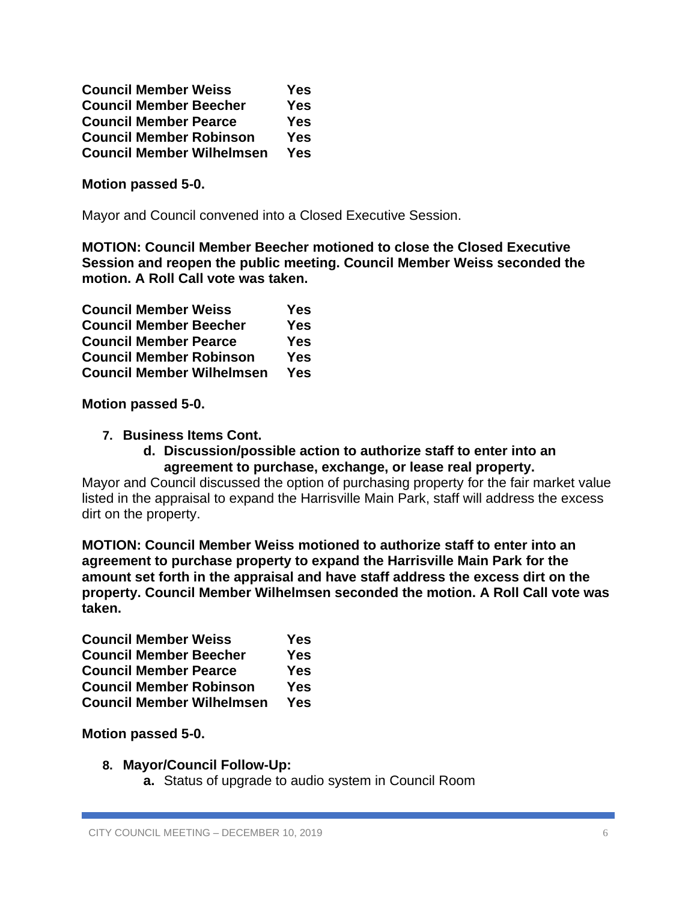| | |
|---|---|
| **Council Member Weiss** | **Yes** |
| **Council Member Beecher** | **Yes** |
| **Council Member Pearce** | **Yes** |
| **Council Member Robinson** | **Yes** |
| **Council Member Wilhelmsen** | **Yes** |

**Motion passed 5-0.**

Mayor and Council convened into a Closed Executive Session.

**MOTION: Council Member Beecher motioned to close the Closed Executive Session and reopen the public meeting. Council Member Weiss seconded the motion. A Roll Call vote was taken.**

| | |
|---|---|
| **Council Member Weiss** | **Yes** |
| **Council Member Beecher** | **Yes** |
| **Council Member Pearce** | **Yes** |
| **Council Member Robinson** | **Yes** |
| **Council Member Wilhelmsen** | **Yes** |

**Motion passed 5-0.**

7. **Business Items Cont.**
   d. **Discussion/possible action to authorize staff to enter into an agreement to purchase, exchange, or lease real property.**

Mayor and Council discussed the option of purchasing property for the fair market value listed in the appraisal to expand the Harrisville Main Park, staff will address the excess dirt on the property.

**MOTION: Council Member Weiss motioned to authorize staff to enter into an agreement to purchase property to expand the Harrisville Main Park for the amount set forth in the appraisal and have staff address the excess dirt on the property. Council Member Wilhelmsen seconded the motion. A Roll Call vote was taken.**

| | |
|---|---|
| **Council Member Weiss** | **Yes** |
| **Council Member Beecher** | **Yes** |
| **Council Member Pearce** | **Yes** |
| **Council Member Robinson** | **Yes** |
| **Council Member Wilhelmsen** | **Yes** |

**Motion passed 5-0.**

8. **Mayor/Council Follow-Up:**
   a. Status of upgrade to audio system in Council Room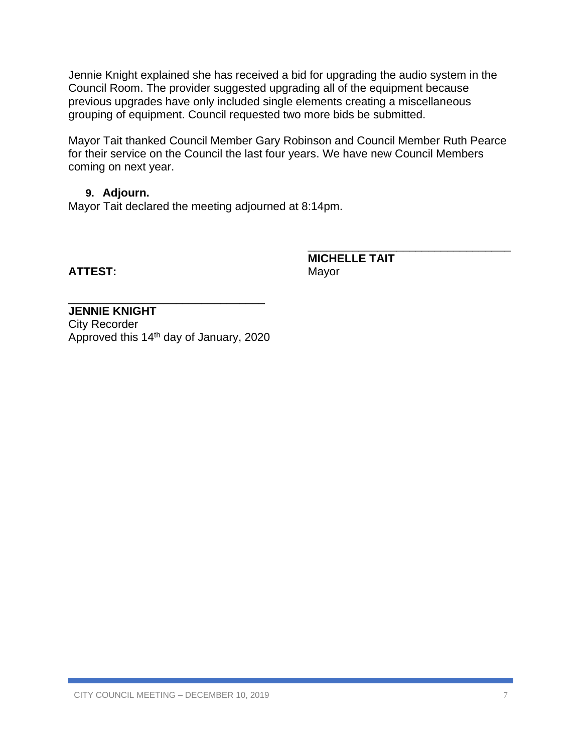Jennie Knight explained she has received a bid for upgrading the audio system in the Council Room. The provider suggested upgrading all of the equipment because previous upgrades have only included single elements creating a miscellaneous grouping of equipment. Council requested two more bids be submitted.

Mayor Tait thanked Council Member Gary Robinson and Council Member Ruth Pearce for their service on the Council the last four years. We have new Council Members coming on next year.

**9. Adjourn.**

Mayor Tait declared the meeting adjourned at 8:14pm.

\_\_\_\_\_\_\_\_\_\_\_\_\_\_\_\_\_\_\_\_\_\_\_\_\_\_\_\_\_\_\_\_

**MICHELLE TAIT**
Mayor

**ATTEST:**

\_\_\_\_\_\_\_\_\_\_\_\_\_\_\_\_\_\_\_\_\_\_\_\_\_\_\_\_\_\_\_\_

**JENNIE KNIGHT**
City Recorder
Approved this 14th day of January, 2020